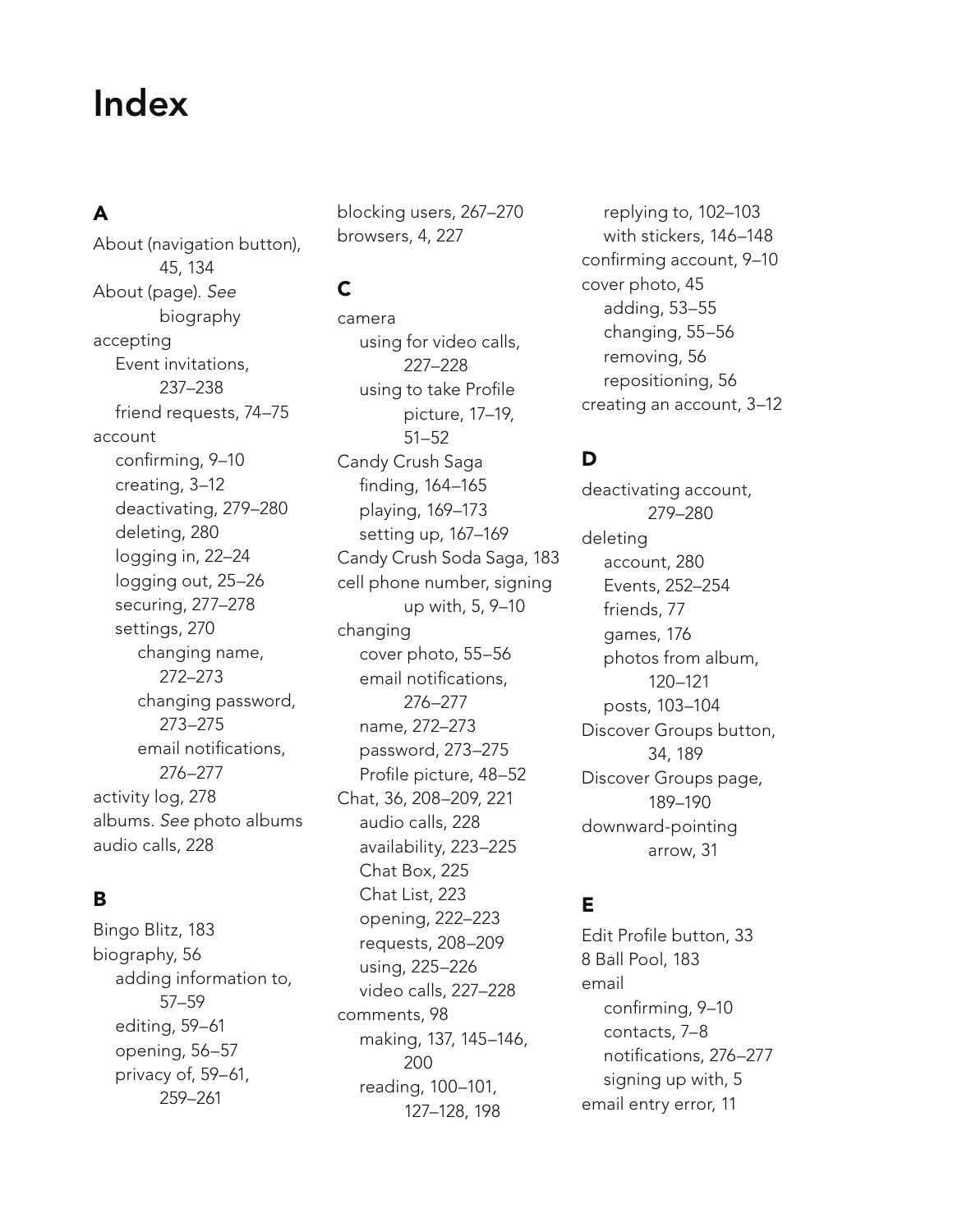# Index

## A

About (navigation button), 45, 134
About (page). *See* biography
accepting
- Event invitations, 237–238
- friend requests, 74–75

account
- confirming, 9–10
- creating, 3–12
- deactivating, 279–280
- deleting, 280
- logging in, 22–24
- logging out, 25–26
- securing, 277–278
- settings, 270
  - changing name, 272–273
  - changing password, 273–275
  - email notifications, 276–277

activity log, 278
albums. *See* photo albums
audio calls, 228

## B

Bingo Blitz, 183
biography, 56
- adding information to, 57–59
- editing, 59–61
- opening, 56–57
- privacy of, 59–61, 259–261

blocking users, 267–270
browsers, 4, 227

## C

camera
- using for video calls, 227–228
- using to take Profile picture, 17–19, 51–52

Candy Crush Saga
- finding, 164–165
- playing, 169–173
- setting up, 167–169

Candy Crush Soda Saga, 183
cell phone number, signing up with, 5, 9–10
changing
- cover photo, 55–56
- email notifications, 276–277
- name, 272–273
- password, 273–275
- Profile picture, 48–52

Chat, 36, 208–209, 221
- audio calls, 228
- availability, 223–225
- Chat Box, 225
- Chat List, 223
- opening, 222–223
- requests, 208–209
- using, 225–226
- video calls, 227–228

comments, 98
- making, 137, 145–146, 200
- reading, 100–101, 127–128, 198
- replying to, 102–103
- with stickers, 146–148

confirming account, 9–10
cover photo, 45
- adding, 53–55
- changing, 55–56
- removing, 56
- repositioning, 56

creating an account, 3–12

## D

deactivating account, 279–280
deleting
- account, 280
- Events, 252–254
- friends, 77
- games, 176
- photos from album, 120–121
- posts, 103–104

Discover Groups button, 34, 189
Discover Groups page, 189–190
downward-pointing arrow, 31

## E

Edit Profile button, 33
8 Ball Pool, 183
email
- confirming, 9–10
- contacts, 7–8
- notifications, 276–277
- signing up with, 5

email entry error, 11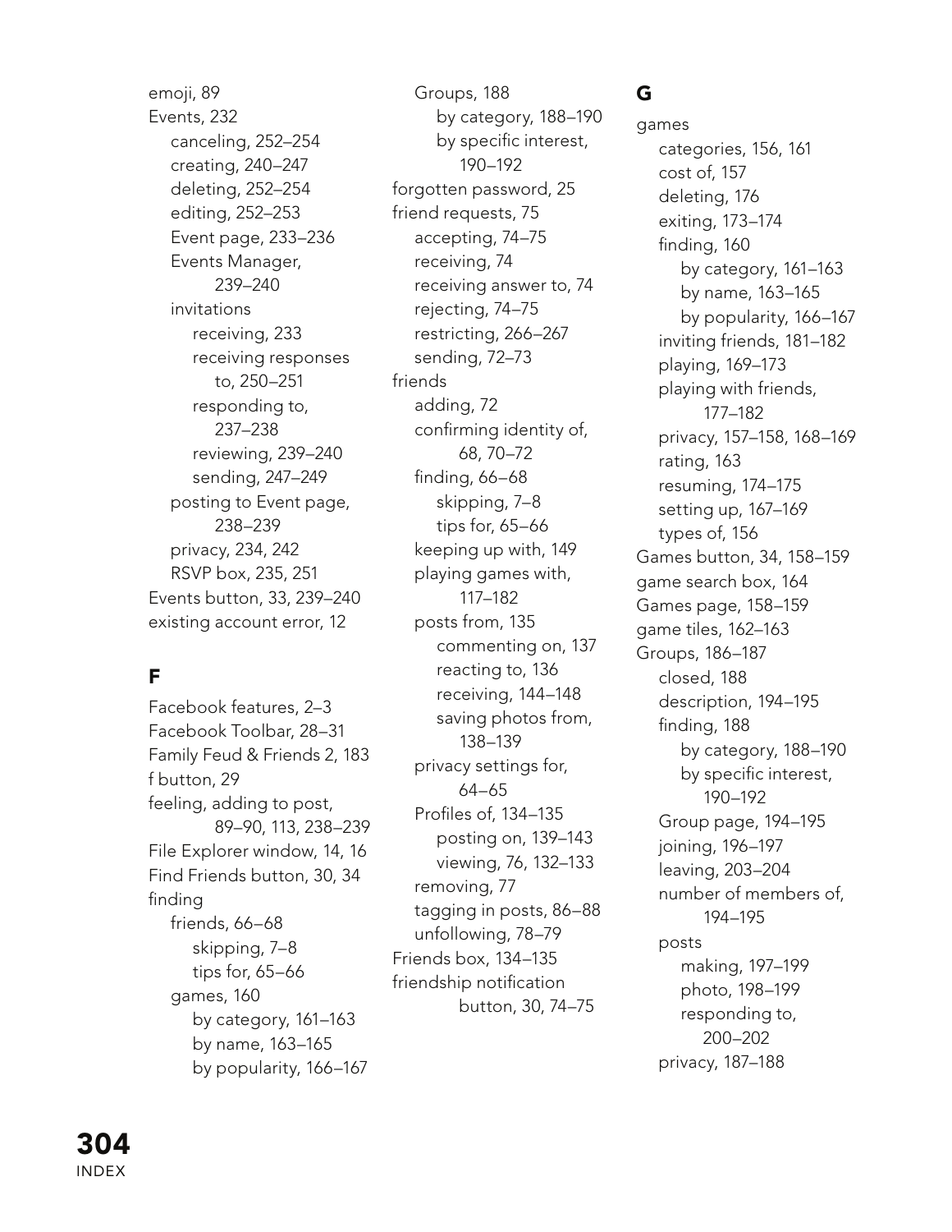emoji, 89
Events, 232
- canceling, 252–254
- creating, 240–247
- deleting, 252–254
- editing, 252–253
- Event page, 233–236
- Events Manager, 239–240
- invitations
  - receiving, 233
  - receiving responses to, 250–251
  - responding to, 237–238
  - reviewing, 239–240
  - sending, 247–249
- posting to Event page, 238–239
- privacy, 234, 242
- RSVP box, 235, 251

Events button, 33, 239–240
existing account error, 12

## F

Facebook features, 2–3
Facebook Toolbar, 28–31
Family Feud & Friends 2, 183
f button, 29
feeling, adding to post, 89–90, 113, 238–239
File Explorer window, 14, 16
Find Friends button, 30, 34
finding
- friends, 66–68
  - skipping, 7–8
  - tips for, 65–66
- games, 160
  - by category, 161–163
  - by name, 163–165
  - by popularity, 166–167
- Groups, 188
  - by category, 188–190
  - by specific interest, 190–192

forgotten password, 25
friend requests, 75
- accepting, 74–75
- receiving, 74
- receiving answer to, 74
- rejecting, 74–75
- restricting, 266–267
- sending, 72–73

friends
- adding, 72
- confirming identity of, 68, 70–72
- finding, 66–68
  - skipping, 7–8
  - tips for, 65–66
- keeping up with, 149
- playing games with, 117–182
- posts from, 135
  - commenting on, 137
  - reacting to, 136
  - receiving, 144–148
  - saving photos from, 138–139
- privacy settings for, 64–65
- Profiles of, 134–135
  - posting on, 139–143
  - viewing, 76, 132–133
- removing, 77
- tagging in posts, 86–88
- unfollowing, 78–79

Friends box, 134–135
friendship notification button, 30, 74–75

## G

games
- categories, 156, 161
- cost of, 157
- deleting, 176
- exiting, 173–174
- finding, 160
  - by category, 161–163
  - by name, 163–165
  - by popularity, 166–167
- inviting friends, 181–182
- playing, 169–173
- playing with friends, 177–182
- privacy, 157–158, 168–169
- rating, 163
- resuming, 174–175
- setting up, 167–169
- types of, 156

Games button, 34, 158–159
game search box, 164
Games page, 158–159
game tiles, 162–163
Groups, 186–187
- closed, 188
- description, 194–195
- finding, 188
  - by category, 188–190
  - by specific interest, 190–192
- Group page, 194–195
- joining, 196–197
- leaving, 203–204
- number of members of, 194–195
- posts
  - making, 197–199
  - photo, 198–199
  - responding to, 200–202
- privacy, 187–188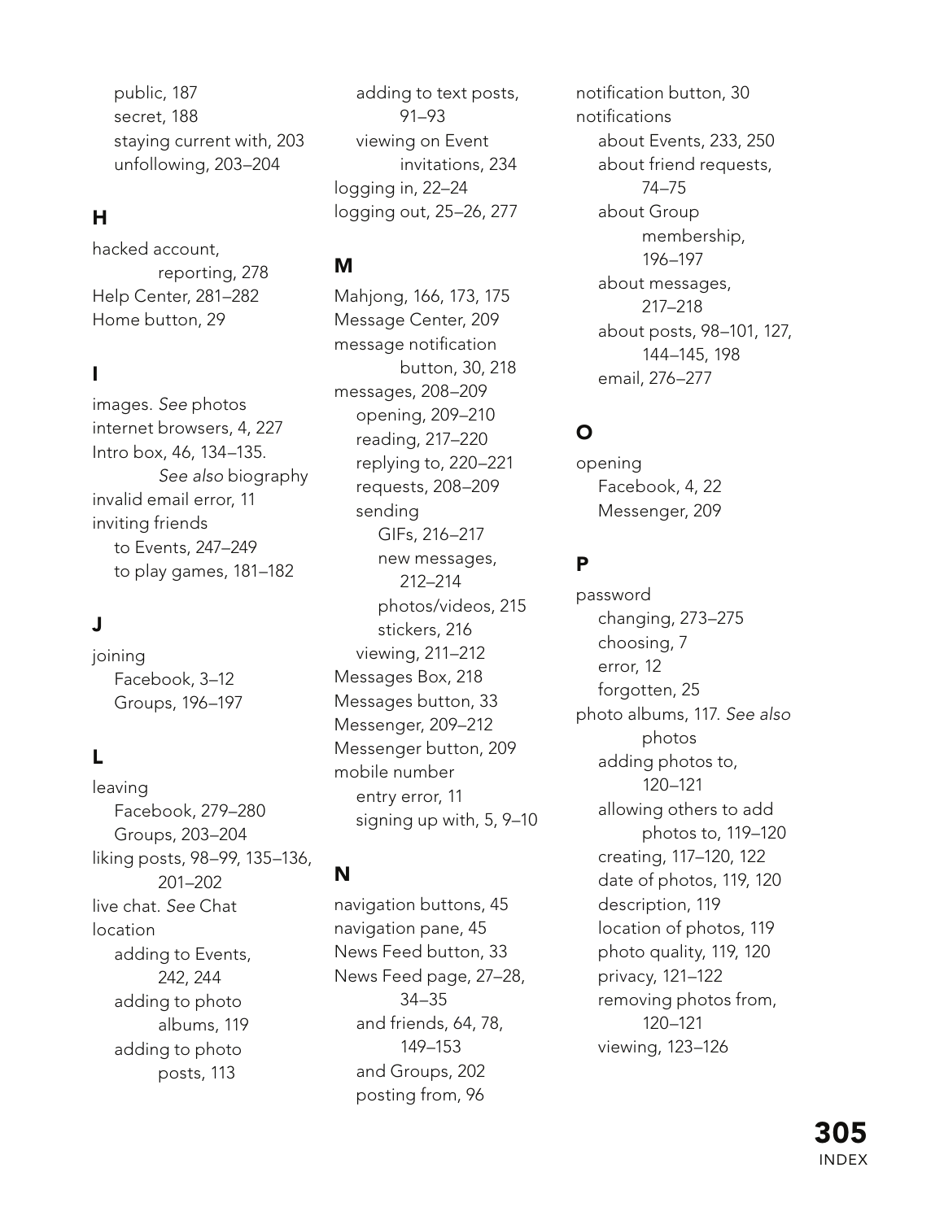public, 187
secret, 188
staying current with, 203
unfollowing, 203–204

## H

hacked account, reporting, 278
Help Center, 281–282
Home button, 29

## I

images. *See* photos
internet browsers, 4, 227
Intro box, 46, 134–135. *See also* biography
invalid email error, 11
inviting friends
- to Events, 247–249
- to play games, 181–182

## J

joining
- Facebook, 3–12
- Groups, 196–197

## L

leaving
- Facebook, 279–280
- Groups, 203–204

liking posts, 98–99, 135–136, 201–202
live chat. *See* Chat
location
- adding to Events, 242, 244
- adding to photo albums, 119
- adding to photo posts, 113
- adding to text posts, 91–93
- viewing on Event invitations, 234

logging in, 22–24
logging out, 25–26, 277

## M

Mahjong, 166, 173, 175
Message Center, 209
message notification button, 30, 218
messages, 208–209
- opening, 209–210
- reading, 217–220
- replying to, 220–221
- requests, 208–209
- sending
  - GIFs, 216–217
  - new messages, 212–214
  - photos/videos, 215
  - stickers, 216
- viewing, 211–212

Messages Box, 218
Messages button, 33
Messenger, 209–212
Messenger button, 209
mobile number
- entry error, 11
- signing up with, 5, 9–10

## N

navigation buttons, 45
navigation pane, 45
News Feed button, 33
News Feed page, 27–28, 34–35
- and friends, 64, 78, 149–153
- and Groups, 202
- posting from, 96

notification button, 30
notifications
- about Events, 233, 250
- about friend requests, 74–75
- about Group membership, 196–197
- about messages, 217–218
- about posts, 98–101, 127, 144–145, 198
- email, 276–277

## O

opening
- Facebook, 4, 22
- Messenger, 209

## P

password
- changing, 273–275
- choosing, 7
- error, 12
- forgotten, 25

photo albums, 117. *See also* photos
- adding photos to, 120–121
- allowing others to add photos to, 119–120
- creating, 117–120, 122
- date of photos, 119, 120
- description, 119
- location of photos, 119
- photo quality, 119, 120
- privacy, 121–122
- removing photos from, 120–121
- viewing, 123–126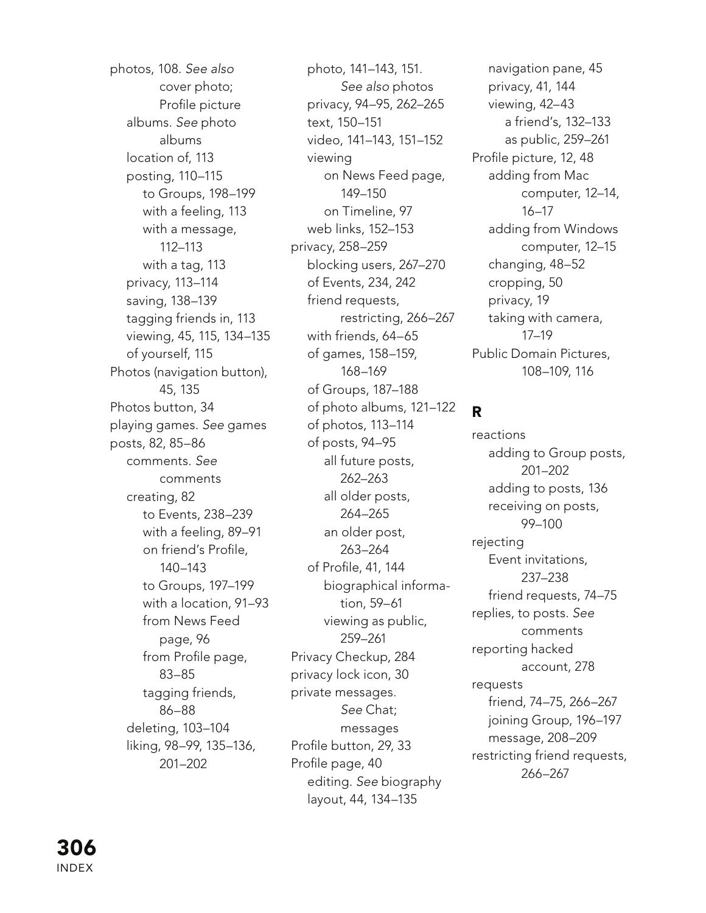photos, 108. *See also* cover photo; Profile picture
- albums. *See* photo albums
- location of, 113
- posting, 110–115
  - to Groups, 198–199
  - with a feeling, 113
  - with a message, 112–113
  - with a tag, 113
- privacy, 113–114
- saving, 138–139
- tagging friends in, 113
- viewing, 45, 115, 134–135
  - of yourself, 115

Photos (navigation button), 45, 135

Photos button, 34

playing games. *See* games

posts, 82, 85–86
- comments. *See* comments
- creating, 82
  - to Events, 238–239
  - with a feeling, 89–91
  - on friend's Profile, 140–143
  - to Groups, 197–199
  - with a location, 91–93
  - from News Feed page, 96
  - from Profile page, 83–85
  - tagging friends, 86–88
- deleting, 103–104
- liking, 98–99, 135–136, 201–202
- photo, 141–143, 151. *See also* photos
- privacy, 94–95, 262–265
- text, 150–151
- video, 141–143, 151–152
- viewing
  - on News Feed page, 149–150
  - on Timeline, 97
- web links, 152–153

privacy, 258–259
- blocking users, 267–270
- of Events, 234, 242
- friend requests, restricting, 266–267
- with friends, 64–65
- of games, 158–159, 168–169
- of Groups, 187–188
- of photo albums, 121–122
- of photos, 113–114
- of posts, 94–95
  - all future posts, 262–263
  - all older posts, 264–265
  - an older post, 263–264
- of Profile, 41, 144
  - biographical information, 59–61
  - viewing as public, 259–261

Privacy Checkup, 284

privacy lock icon, 30

private messages. *See* Chat; messages

Profile button, 29, 33

Profile page, 40
- editing. *See* biography
- layout, 44, 134–135
- navigation pane, 45
- privacy, 41, 144
- viewing, 42–43
  - a friend's, 132–133
  - as public, 259–261

Profile picture, 12, 48
- adding from Mac computer, 12–14, 16–17
- adding from Windows computer, 12–15
- changing, 48–52
- cropping, 50
- privacy, 19
- taking with camera, 17–19

Public Domain Pictures, 108–109, 116

## R

reactions
- adding to Group posts, 201–202
- adding to posts, 136
- receiving on posts, 99–100

rejecting
- Event invitations, 237–238
- friend requests, 74–75

replies, to posts. *See* comments

reporting hacked account, 278

requests
- friend, 74–75, 266–267
- joining Group, 196–197
- message, 208–209

restricting friend requests, 266–267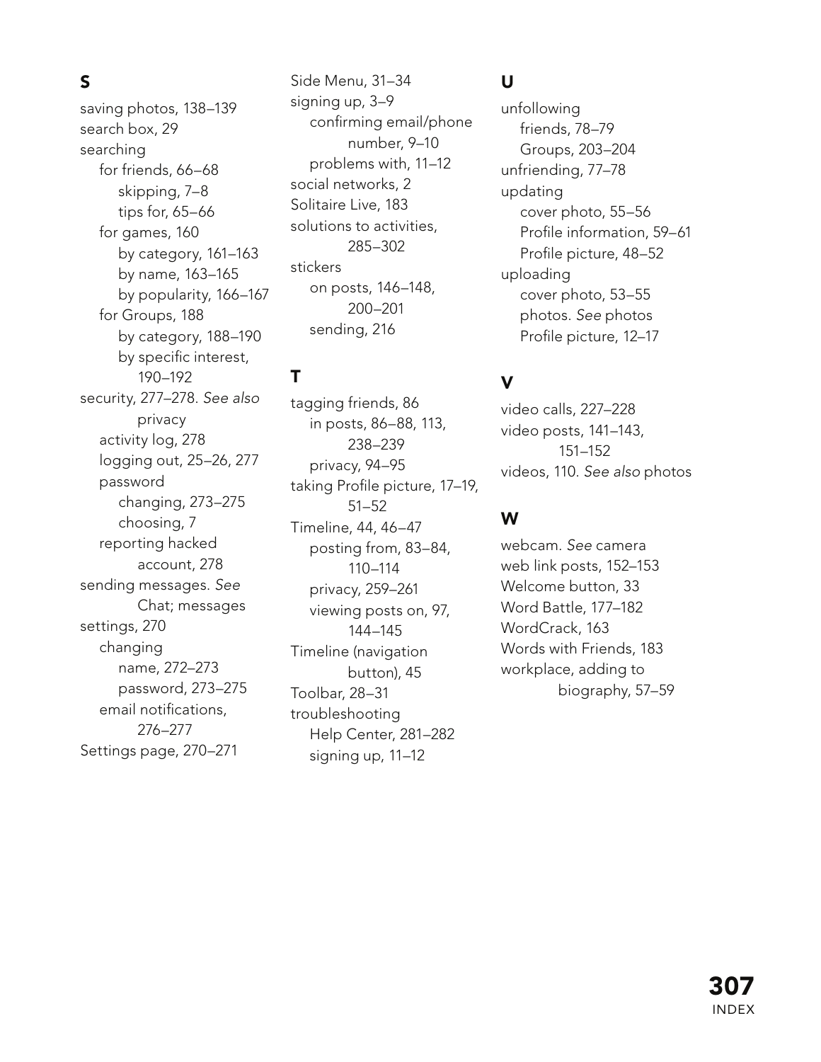## S

- saving photos, 138–139
- search box, 29
- searching
  - for friends, 66–68
    - skipping, 7–8
    - tips for, 65–66
  - for games, 160
    - by category, 161–163
    - by name, 163–165
    - by popularity, 166–167
  - for Groups, 188
    - by category, 188–190
    - by specific interest, 190–192
- security, 277–278. *See also* privacy
  - activity log, 278
  - logging out, 25–26, 277
  - password
    - changing, 273–275
    - choosing, 7
  - reporting hacked account, 278
- sending messages. *See* Chat; messages
- settings, 270
  - changing
    - name, 272–273
    - password, 273–275
  - email notifications, 276–277
- Settings page, 270–271
- Side Menu, 31–34
- signing up, 3–9
  - confirming email/phone number, 9–10
  - problems with, 11–12
- social networks, 2
- Solitaire Live, 183
- solutions to activities, 285–302
- stickers
  - on posts, 146–148, 200–201
  - sending, 216

## T

- tagging friends, 86
  - in posts, 86–88, 113, 238–239
  - privacy, 94–95
- taking Profile picture, 17–19, 51–52
- Timeline, 44, 46–47
  - posting from, 83–84, 110–114
  - privacy, 259–261
  - viewing posts on, 97, 144–145
- Timeline (navigation button), 45
- Toolbar, 28–31
- troubleshooting
  - Help Center, 281–282
  - signing up, 11–12

## U

- unfollowing
  - friends, 78–79
  - Groups, 203–204
- unfriending, 77–78
- updating
  - cover photo, 55–56
  - Profile information, 59–61
  - Profile picture, 48–52
- uploading
  - cover photo, 53–55
  - photos. *See* photos
  - Profile picture, 12–17

## V

- video calls, 227–228
- video posts, 141–143, 151–152
- videos, 110. *See also* photos

## W

- webcam. *See* camera
- web link posts, 152–153
- Welcome button, 33
- Word Battle, 177–182
- WordCrack, 163
- Words with Friends, 183
- workplace, adding to biography, 57–59